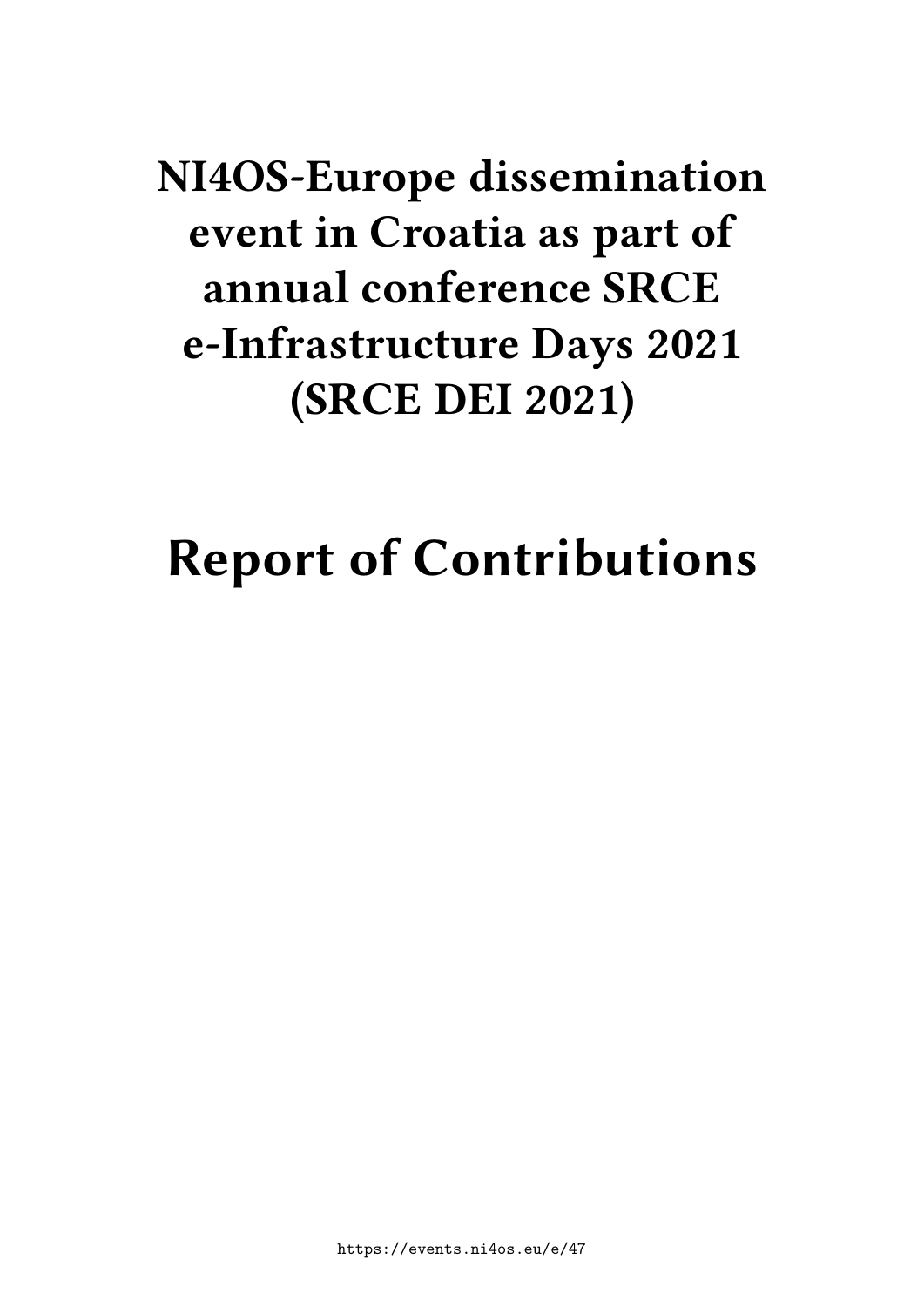# NI4OS-Europe dissemination event in Croatia as part of annual conference SRCE e-Infrastructure Days 2021 (SRCE DEI 2021)

# Report of Contributions

https://events.ni4os.eu/e/47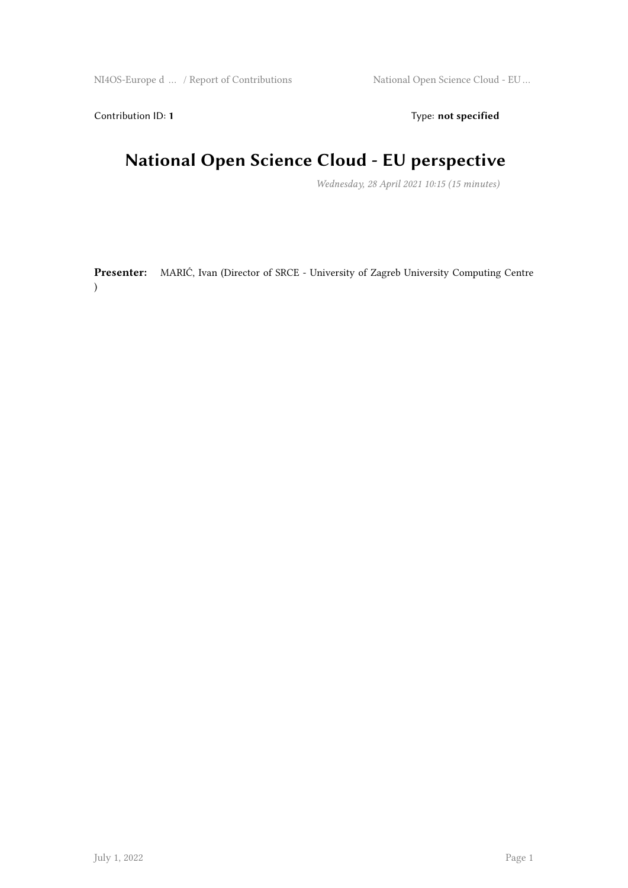Contribution ID: **1** Type: **not specified**

# National Open Science Cloud - EU perspective

*Wednesday, 28 April 2021 10:15 (15 minutes)*

**Presenter:** MARIĆ, Ivan (Director of SRCE - University of Zagreb University Computing Centre )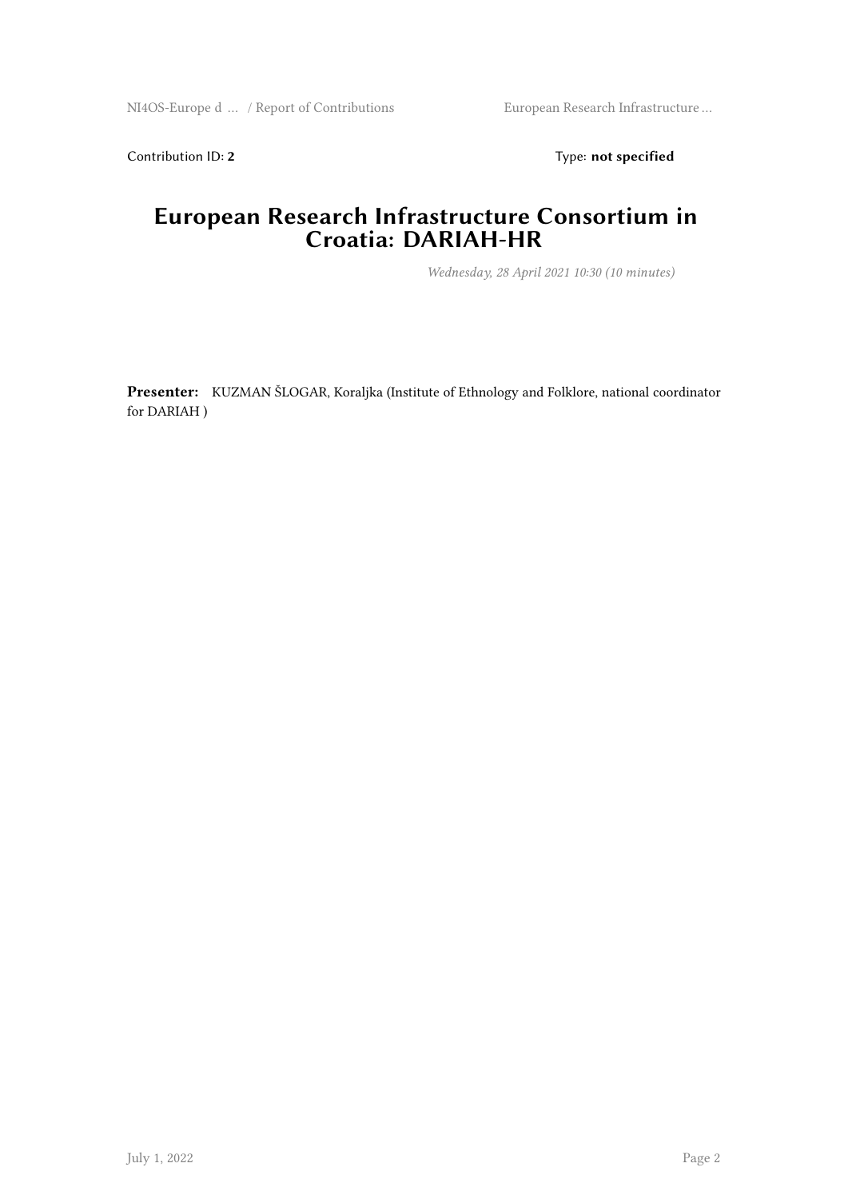Contribution ID: **2** Type: **not specified**

# European Research Infrastructure Consortium in Croatia: DARIAH-HR

*Wednesday, 28 April 2021 10:30 (10 minutes)*

**Presenter:** KUZMAN ŠLOGAR, Koraljka (Institute of Ethnology and Folklore, national coordinator for DARIAH )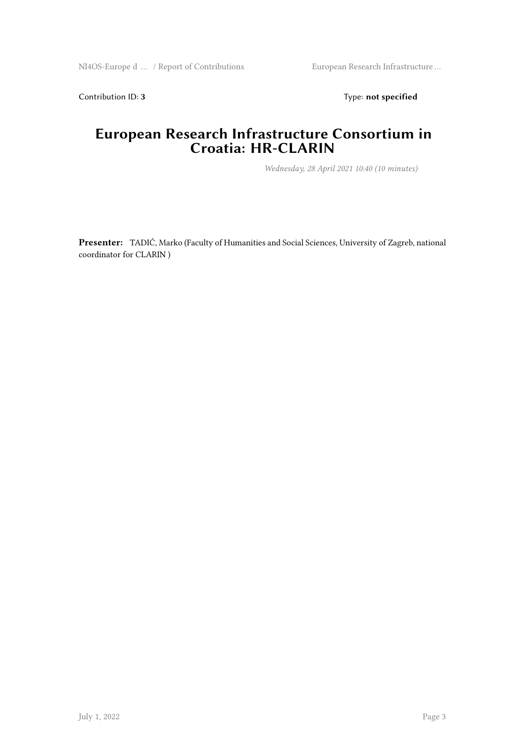Contribution ID: **3** Type: **not specified**

# European Research Infrastructure Consortium in Croatia: HR-CLARIN

*Wednesday, 28 April 2021 10:40 (10 minutes)*

**Presenter:** TADIĆ, Marko (Faculty of Humanities and Social Sciences, University of Zagreb, national coordinator for CLARIN )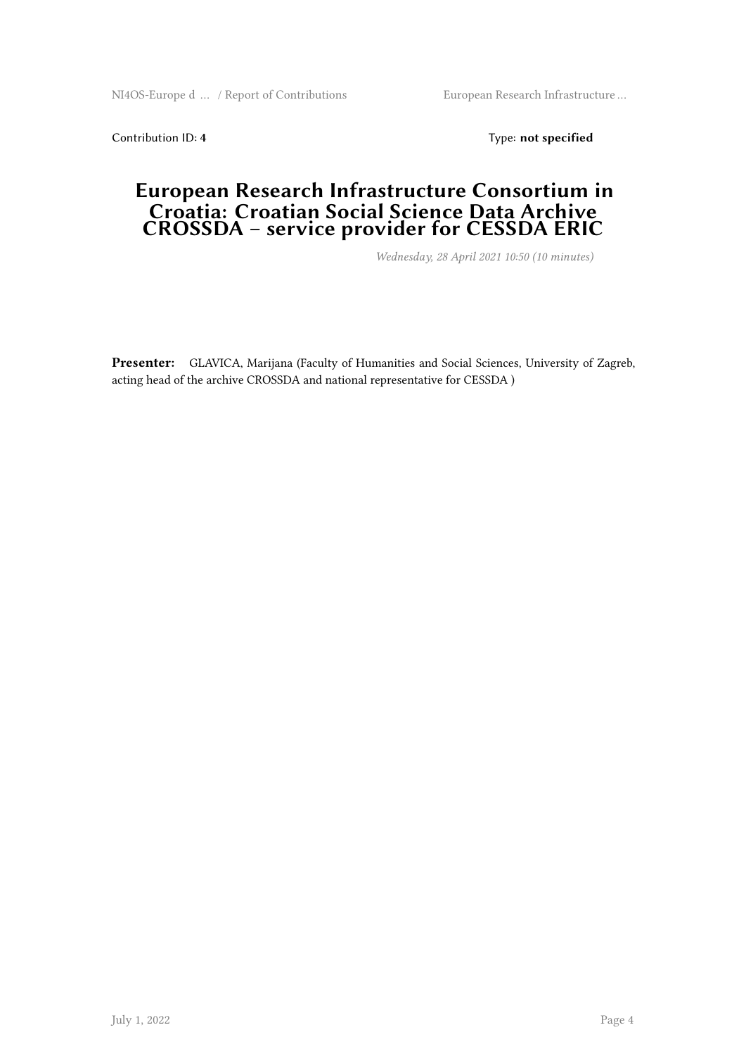Contribution ID: **4** Type: **not specified**

# European Research Infrastructure Consortium in Croatia: Croatian Social Science Data Archive CROSSDA – service provider for CESSDA ERIC

*Wednesday, 28 April 2021 10:50 (10 minutes)*

**Presenter:** GLAVICA, Marijana (Faculty of Humanities and Social Sciences, University of Zagreb, acting head of the archive CROSSDA and national representative for CESSDA )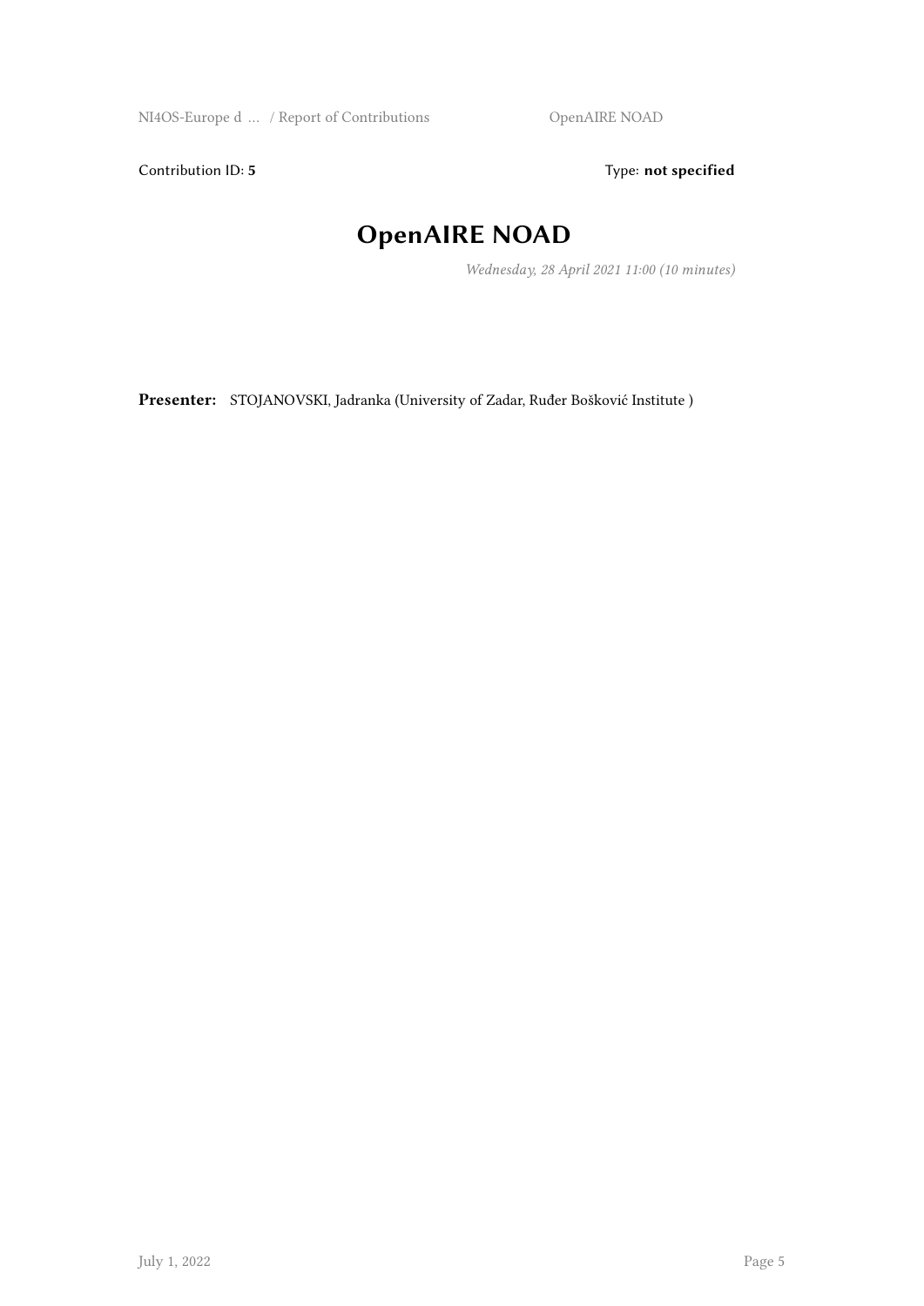Contribution ID: **5**

Type: **not specified**

# OpenAIRE NOAD

*Wednesday, 28 April 2021 11:00 (10 minutes)*

**Presenter:** STOJANOVSKI, Jadranka (University of Zadar, Ruđer Bošković Institute )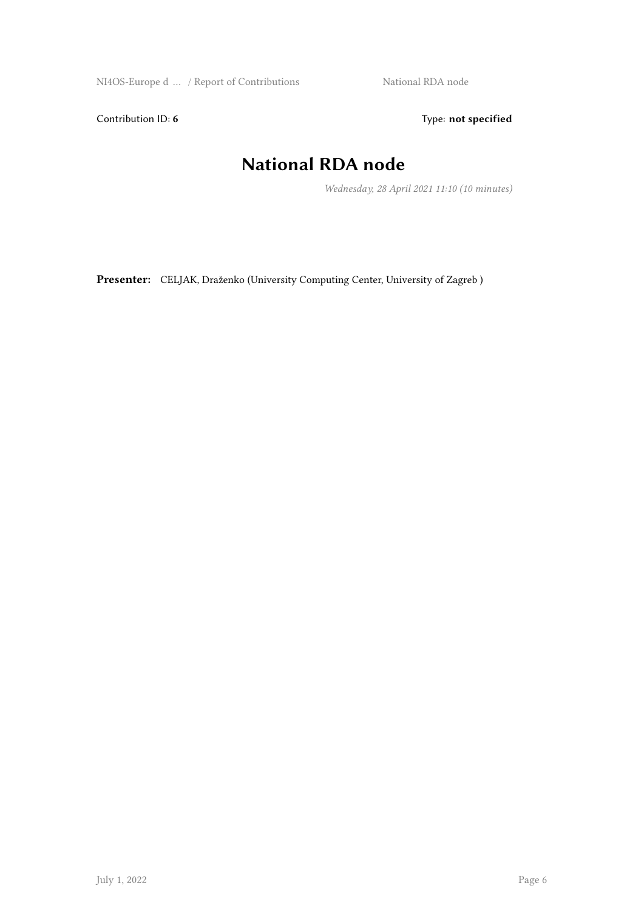Contribution ID: **6**    Type: **not specified**

# National RDA node

*Wednesday, 28 April 2021 11:10 (10 minutes)*

**Presenter:** CELJAK, Draženko (University Computing Center, University of Zagreb )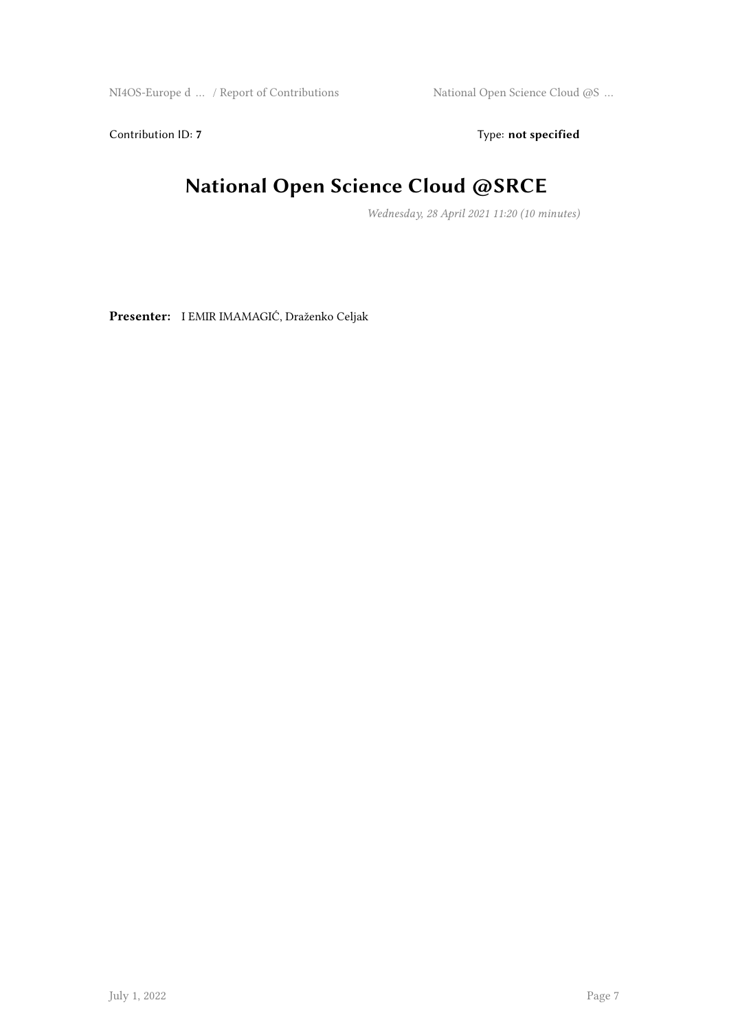Contribution ID: **7**

Type: **not specified**

# National Open Science Cloud @SRCE

*Wednesday, 28 April 2021 11:20 (10 minutes)*

**Presenter:** I EMIR IMAMAGIĆ, Draženko Celjak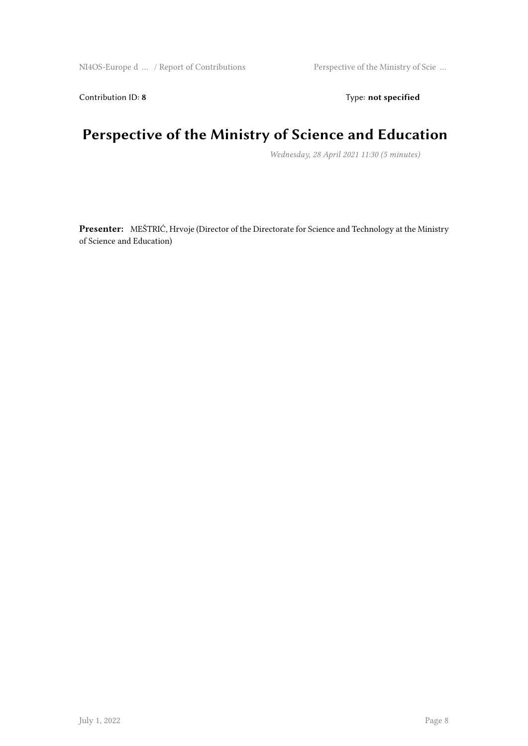Contribution ID: **8** Type: **not specified**

# Perspective of the Ministry of Science and Education

*Wednesday, 28 April 2021 11:30 (5 minutes)*

**Presenter:** MEŠTRIĆ, Hrvoje (Director of the Directorate for Science and Technology at the Ministry of Science and Education)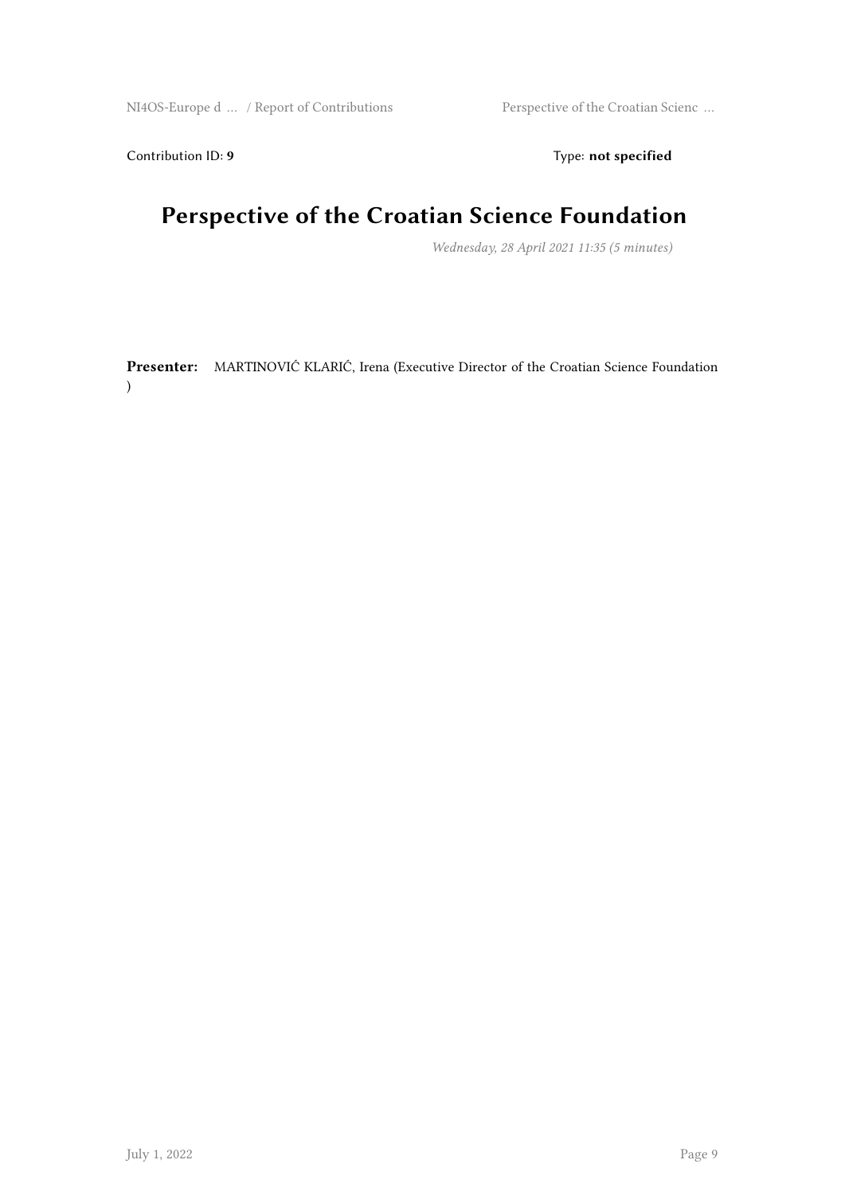Contribution ID: **9** Type: **not specified**

# Perspective of the Croatian Science Foundation

*Wednesday, 28 April 2021 11:35 (5 minutes)*

**Presenter:** MARTINOVIĆ KLARIĆ, Irena (Executive Director of the Croatian Science Foundation )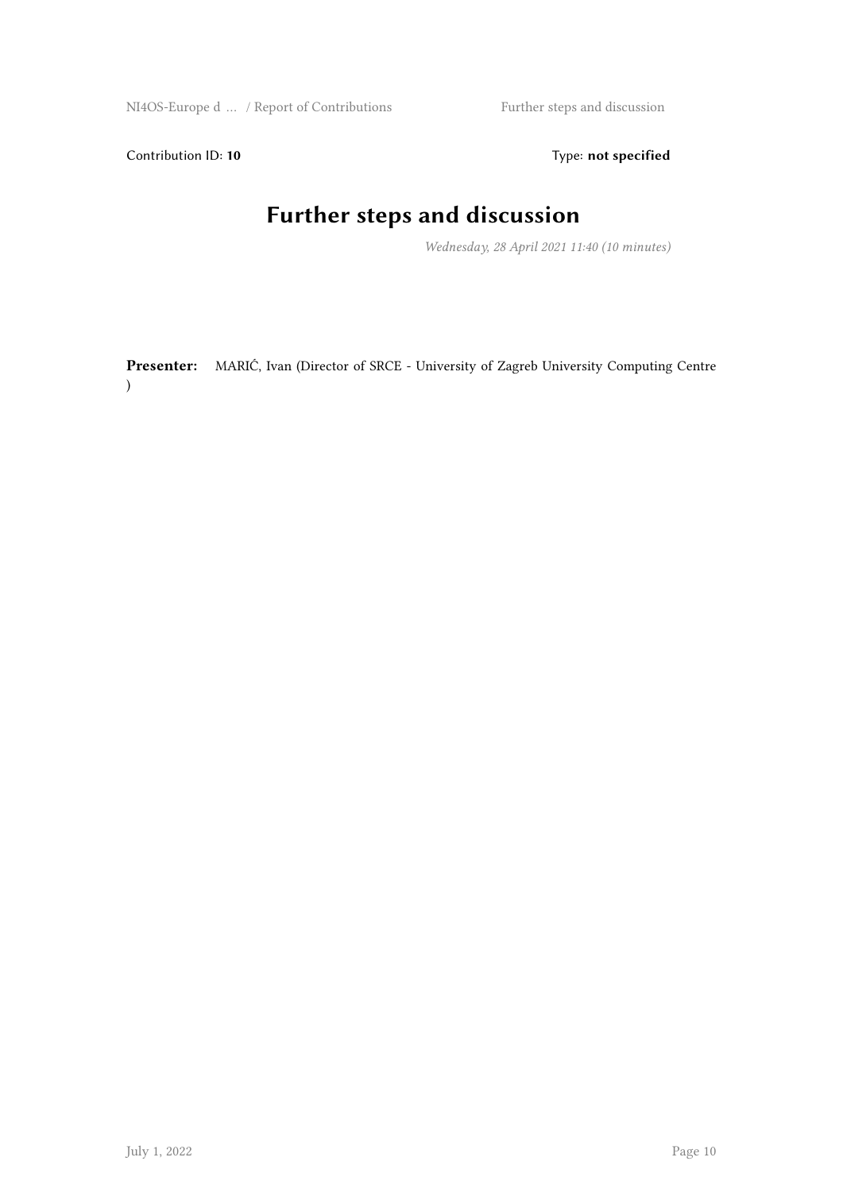Contribution ID: **10**

Type: **not specified**

# Further steps and discussion

*Wednesday, 28 April 2021 11:40 (10 minutes)*

**Presenter:** MARIĆ, Ivan (Director of SRCE - University of Zagreb University Computing Centre )